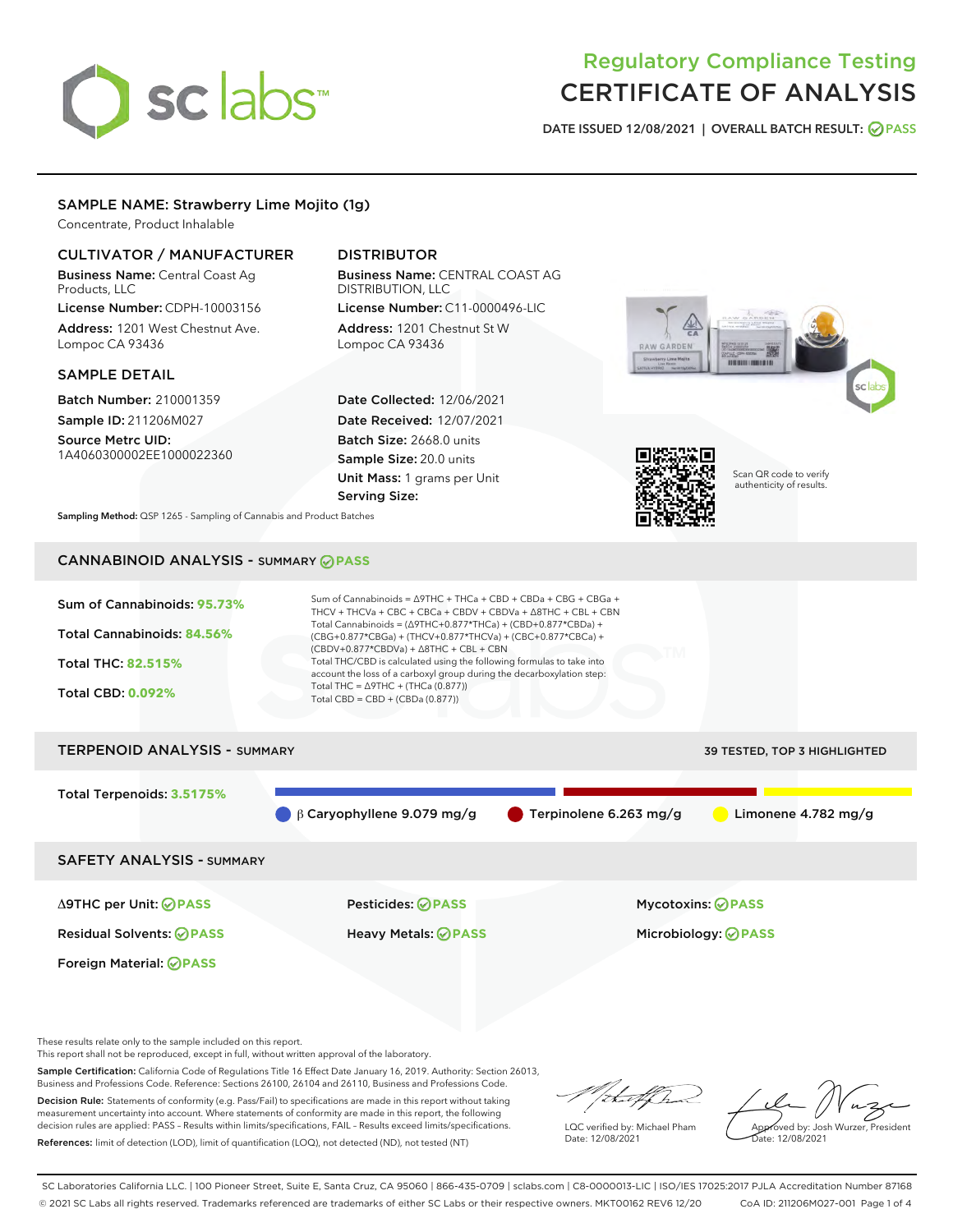# Regulatory Compliance Testing
# CERTIFICATE OF ANALYSIS

**DATE ISSUED** 12/08/2021 | **OVERALL BATCH RESULT:** PASS

## SAMPLE NAME: Strawberry Lime Mojito (1g)

Concentrate, Product Inhalable

### CULTIVATOR / MANUFACTURER

**Business Name:** Central Coast Ag Products, LLC

**License Number:** CDPH-10003156

**Address:** 1201 West Chestnut Ave. Lompoc CA 93436

### DISTRIBUTOR

**Business Name:** CENTRAL COAST AG DISTRIBUTION, LLC

**License Number:** C11-0000496-LIC

**Address:** 1201 Chestnut St W Lompoc CA 93436

### SAMPLE DETAIL

**Batch Number:** 210001359

**Sample ID:** 211206M027

**Source Metrc UID:** 1A4060300002EE1000022360

**Date Collected:** 12/06/2021

**Date Received:** 12/07/2021

**Batch Size:** 2668.0 units

**Sample Size:** 20.0 units

**Unit Mass:** 1 grams per Unit

**Serving Size:**

Scan QR code to verify authenticity of results.

**Sampling Method:** QSP 1265 - Sampling of Cannabis and Product Batches

## CANNABINOID ANALYSIS - SUMMARY PASS

**Sum of Cannabinoids:** 95.73%

**Total Cannabinoids:** 84.56%

**Total THC:** 82.515%

**Total CBD:** 0.092%

Sum of Cannabinoids = Δ9THC + THCa + CBD + CBDa + CBG + CBGa + THCV + THCVa + CBC + CBCa + CBDV + CBDVa + Δ8THC + CBL + CBN

Total Cannabinoids = (Δ9THC+0.877*THCa) + (CBD+0.877*CBDa) + (CBG+0.877*CBGa) + (THCV+0.877*THCVa) + (CBC+0.877*CBCa) + (CBDV+0.877*CBDVa) + Δ8THC + CBL + CBN

Total THC/CBD is calculated using the following formulas to take into account the loss of a carboxyl group during the decarboxylation step:

Total THC = Δ9THC + (THCa (0.877))

Total CBD = CBD + (CBDa (0.877))

## TERPENOID ANALYSIS - SUMMARY

39 TESTED, TOP 3 HIGHLIGHTED

**Total Terpenoids:** 3.5175%

β Caryophyllene 9.079 mg/g | Terpinolene 6.263 mg/g | Limonene 4.782 mg/g

## SAFETY ANALYSIS - SUMMARY

| | | |
|---|---|---|
| Δ9THC per Unit: PASS | Pesticides: PASS | Mycotoxins: PASS |
| Residual Solvents: PASS | Heavy Metals: PASS | Microbiology: PASS |
| Foreign Material: PASS | | |

These results relate only to the sample included on this report.
This report shall not be reproduced, except in full, without written approval of the laboratory.

**Sample Certification:** California Code of Regulations Title 16 Effect Date January 16, 2019. Authority: Section 26013, Business and Professions Code. Reference: Sections 26100, 26104 and 26110, Business and Professions Code.

**Decision Rule:** Statements of conformity (e.g. Pass/Fail) to specifications are made in this report without taking measurement uncertainty into account. Where statements of conformity are made in this report, the following decision rules are applied: PASS – Results within limits/specifications, FAIL – Results exceed limits/specifications.

**References:** limit of detection (LOD), limit of quantification (LOQ), not detected (ND), not tested (NT)

LQC verified by: Michael Pham
Date: 12/08/2021

Approved by: Josh Wurzer, President
Date: 12/08/2021

SC Laboratories California LLC. | 100 Pioneer Street, Suite E, Santa Cruz, CA 95060 | 866-435-0709 | sclabs.com | C8-0000013-LIC | ISO/IES 17025:2017 PJLA Accreditation Number 87168
© 2021 SC Labs all rights reserved. Trademarks referenced are trademarks of either SC Labs or their respective owners. MKT00162 REV6 12/20 CoA ID: 211206M027-001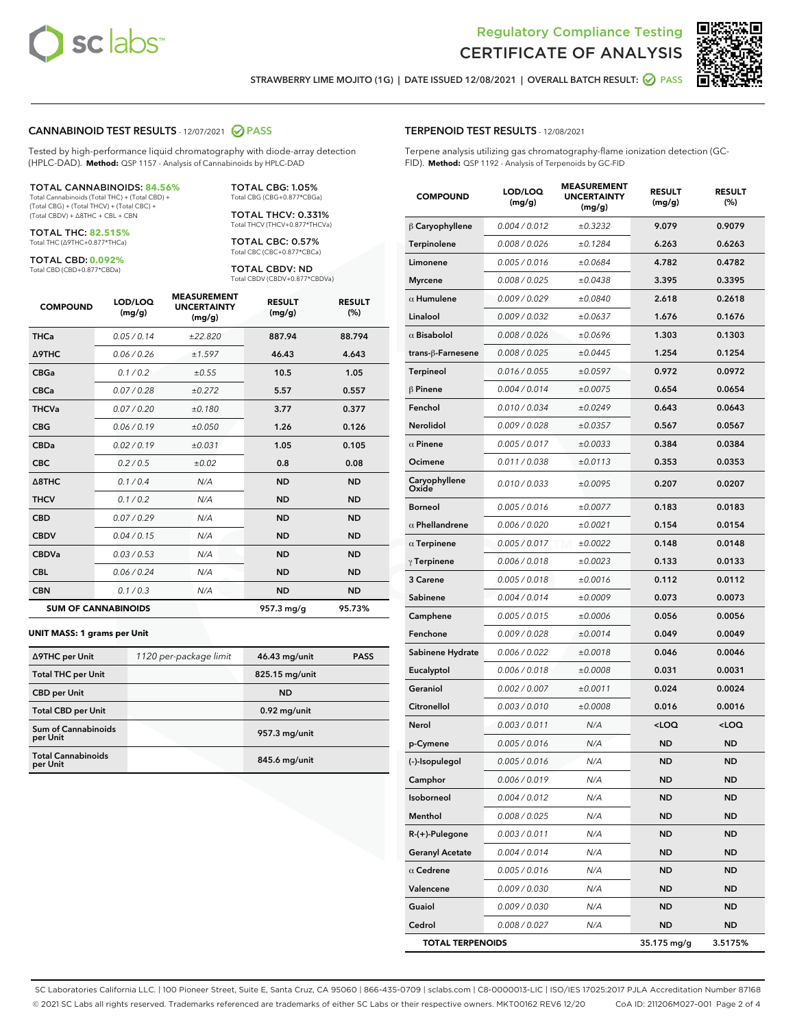# Regulatory Compliance Testing
# CERTIFICATE OF ANALYSIS

STRAWBERRY LIME MOJITO (1G) | DATE ISSUED 12/08/2021 | OVERALL BATCH RESULT: PASS

## CANNABINOID TEST RESULTS - 12/07/2021 PASS

Tested by high-performance liquid chromatography with diode-array detection (HPLC-DAD). **Method:** QSP 1157 - Analysis of Cannabinoids by HPLC-DAD

**TOTAL CANNABINOIDS: 84.56%**
Total Cannabinoids (Total THC) + (Total CBD) + (Total CBG) + (Total THCV) + (Total CBC) + (Total CBDV) + Δ8THC + CBL + CBN

**TOTAL THC: 82.515%**
Total THC (Δ9THC+0.877*THCa)

**TOTAL CBD: 0.092%**
Total CBD (CBD+0.877*CBDa)

**TOTAL CBG: 1.05%**
Total CBG (CBG+0.877*CBGa)

**TOTAL THCV: 0.331%**
Total THCV (THCV+0.877*THCVa)

**TOTAL CBC: 0.57%**
Total CBC (CBC+0.877*CBCa)

**TOTAL CBDV: ND**
Total CBDV (CBDV+0.877*CBDVa)

| COMPOUND | LOD/LOQ (mg/g) | MEASUREMENT UNCERTAINTY (mg/g) | RESULT (mg/g) | RESULT (%) |
|---|---|---|---|---|
| THCa | 0.05 / 0.14 | ±22.820 | 887.94 | 88.794 |
| Δ9THC | 0.06 / 0.26 | ±1.597 | 46.43 | 4.643 |
| CBGa | 0.1 / 0.2 | ±0.55 | 10.5 | 1.05 |
| CBCa | 0.07 / 0.28 | ±0.272 | 5.57 | 0.557 |
| THCVa | 0.07 / 0.20 | ±0.180 | 3.77 | 0.377 |
| CBG | 0.06 / 0.19 | ±0.050 | 1.26 | 0.126 |
| CBDa | 0.02 / 0.19 | ±0.031 | 1.05 | 0.105 |
| CBC | 0.2 / 0.5 | ±0.02 | 0.8 | 0.08 |
| Δ8THC | 0.1 / 0.4 | N/A | ND | ND |
| THCV | 0.1 / 0.2 | N/A | ND | ND |
| CBD | 0.07 / 0.29 | N/A | ND | ND |
| CBDV | 0.04 / 0.15 | N/A | ND | ND |
| CBDVa | 0.03 / 0.53 | N/A | ND | ND |
| CBL | 0.06 / 0.24 | N/A | ND | ND |
| CBN | 0.1 / 0.3 | N/A | ND | ND |
| **SUM OF CANNABINOIDS** | | | 957.3 mg/g | 95.73% |

**UNIT MASS: 1 grams per Unit**

| | | | |
|---|---|---|---|
| Δ9THC per Unit | 1120 per-package limit | 46.43 mg/unit | PASS |
| Total THC per Unit | | 825.15 mg/unit | |
| CBD per Unit | | ND | |
| Total CBD per Unit | | 0.92 mg/unit | |
| Sum of Cannabinoids per Unit | | 957.3 mg/unit | |
| Total Cannabinoids per Unit | | 845.6 mg/unit | |

## TERPENOID TEST RESULTS - 12/08/2021

Terpene analysis utilizing gas chromatography-flame ionization detection (GC-FID). **Method:** QSP 1192 - Analysis of Terpenoids by GC-FID

| COMPOUND | LOD/LOQ (mg/g) | MEASUREMENT UNCERTAINTY (mg/g) | RESULT (mg/g) | RESULT (%) |
|---|---|---|---|---|
| β Caryophyllene | 0.004 / 0.012 | ±0.3232 | 9.079 | 0.9079 |
| Terpinolene | 0.008 / 0.026 | ±0.1284 | 6.263 | 0.6263 |
| Limonene | 0.005 / 0.016 | ±0.0684 | 4.782 | 0.4782 |
| Myrcene | 0.008 / 0.025 | ±0.0438 | 3.395 | 0.3395 |
| α Humulene | 0.009 / 0.029 | ±0.0840 | 2.618 | 0.2618 |
| Linalool | 0.009 / 0.032 | ±0.0637 | 1.676 | 0.1676 |
| α Bisabolol | 0.008 / 0.026 | ±0.0696 | 1.303 | 0.1303 |
| trans-β-Farnesene | 0.008 / 0.025 | ±0.0445 | 1.254 | 0.1254 |
| Terpineol | 0.016 / 0.055 | ±0.0597 | 0.972 | 0.0972 |
| β Pinene | 0.004 / 0.014 | ±0.0075 | 0.654 | 0.0654 |
| Fenchol | 0.010 / 0.034 | ±0.0249 | 0.643 | 0.0643 |
| Nerolidol | 0.009 / 0.028 | ±0.0357 | 0.567 | 0.0567 |
| α Pinene | 0.005 / 0.017 | ±0.0033 | 0.384 | 0.0384 |
| Ocimene | 0.011 / 0.038 | ±0.0113 | 0.353 | 0.0353 |
| Caryophyllene Oxide | 0.010 / 0.033 | ±0.0095 | 0.207 | 0.0207 |
| Borneol | 0.005 / 0.016 | ±0.0077 | 0.183 | 0.0183 |
| α Phellandrene | 0.006 / 0.020 | ±0.0021 | 0.154 | 0.0154 |
| α Terpinene | 0.005 / 0.017 | ±0.0022 | 0.148 | 0.0148 |
| γ Terpinene | 0.006 / 0.018 | ±0.0023 | 0.133 | 0.0133 |
| 3 Carene | 0.005 / 0.018 | ±0.0016 | 0.112 | 0.0112 |
| Sabinene | 0.004 / 0.014 | ±0.0009 | 0.073 | 0.0073 |
| Camphene | 0.005 / 0.015 | ±0.0006 | 0.056 | 0.0056 |
| Fenchone | 0.009 / 0.028 | ±0.0014 | 0.049 | 0.0049 |
| Sabinene Hydrate | 0.006 / 0.022 | ±0.0018 | 0.046 | 0.0046 |
| Eucalyptol | 0.006 / 0.018 | ±0.0008 | 0.031 | 0.0031 |
| Geraniol | 0.002 / 0.007 | ±0.0011 | 0.024 | 0.0024 |
| Citronellol | 0.003 / 0.010 | ±0.0008 | 0.016 | 0.0016 |
| Nerol | 0.003 / 0.011 | N/A | <LOQ | <LOQ |
| p-Cymene | 0.005 / 0.016 | N/A | ND | ND |
| (-)-Isopulegol | 0.005 / 0.016 | N/A | ND | ND |
| Camphor | 0.006 / 0.019 | N/A | ND | ND |
| Isoborneol | 0.004 / 0.012 | N/A | ND | ND |
| Menthol | 0.008 / 0.025 | N/A | ND | ND |
| R-(+)-Pulegone | 0.003 / 0.011 | N/A | ND | ND |
| Geranyl Acetate | 0.004 / 0.014 | N/A | ND | ND |
| α Cedrene | 0.005 / 0.016 | N/A | ND | ND |
| Valencene | 0.009 / 0.030 | N/A | ND | ND |
| Guaiol | 0.009 / 0.030 | N/A | ND | ND |
| Cedrol | 0.008 / 0.027 | N/A | ND | ND |
| **TOTAL TERPENOIDS** | | | 35.175 mg/g | 3.5175% |

SC Laboratories California LLC. | 100 Pioneer Street, Suite E, Santa Cruz, CA 95060 | 866-435-0709 | sclabs.com | C8-0000013-LIC | ISO/IES 17025:2017 PJLA Accreditation Number 87168
© 2021 SC Labs all rights reserved. Trademarks referenced are trademarks of either SC Labs or their respective owners. MKT00162 REV6 12/20 CoA ID: 211206M027-001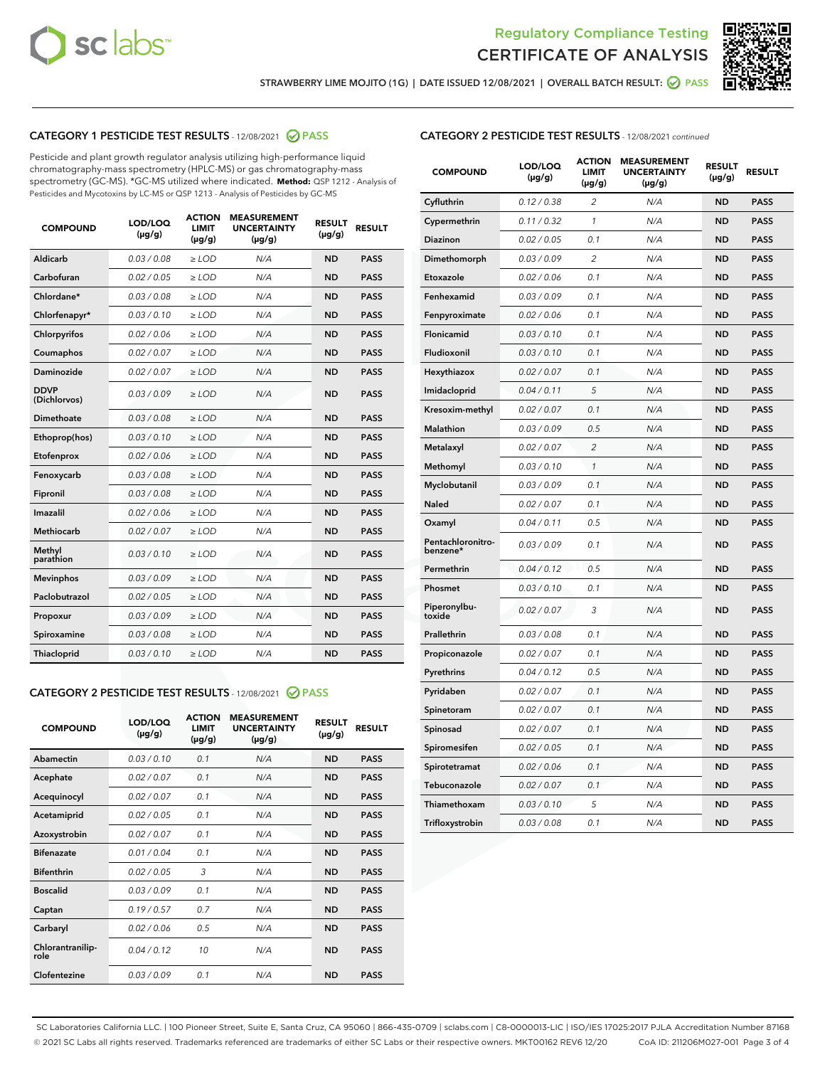Regulatory Compliance Testing

# CERTIFICATE OF ANALYSIS

STRAWBERRY LIME MOJITO (1G) | DATE ISSUED 12/08/2021 | OVERALL BATCH RESULT: PASS

## CATEGORY 1 PESTICIDE TEST RESULTS - 12/08/2021 PASS

Pesticide and plant growth regulator analysis utilizing high-performance liquid chromatography-mass spectrometry (HPLC-MS) or gas chromatography-mass spectrometry (GC-MS). *GC-MS utilized where indicated. **Method:** QSP 1212 - Analysis of Pesticides and Mycotoxins by LC-MS or QSP 1213 - Analysis of Pesticides by GC-MS

| COMPOUND | LOD/LOQ (µg/g) | ACTION LIMIT (µg/g) | MEASUREMENT UNCERTAINTY (µg/g) | RESULT (µg/g) | RESULT |
|---|---|---|---|---|---|
| Aldicarb | 0.03 / 0.08 | ≥ LOD | N/A | ND | PASS |
| Carbofuran | 0.02 / 0.05 | ≥ LOD | N/A | ND | PASS |
| Chlordane* | 0.03 / 0.08 | ≥ LOD | N/A | ND | PASS |
| Chlorfenapyr* | 0.03 / 0.10 | ≥ LOD | N/A | ND | PASS |
| Chlorpyrifos | 0.02 / 0.06 | ≥ LOD | N/A | ND | PASS |
| Coumaphos | 0.02 / 0.07 | ≥ LOD | N/A | ND | PASS |
| Daminozide | 0.02 / 0.07 | ≥ LOD | N/A | ND | PASS |
| DDVP (Dichlorvos) | 0.03 / 0.09 | ≥ LOD | N/A | ND | PASS |
| Dimethoate | 0.03 / 0.08 | ≥ LOD | N/A | ND | PASS |
| Ethoprop(hos) | 0.03 / 0.10 | ≥ LOD | N/A | ND | PASS |
| Etofenprox | 0.02 / 0.06 | ≥ LOD | N/A | ND | PASS |
| Fenoxycarb | 0.03 / 0.08 | ≥ LOD | N/A | ND | PASS |
| Fipronil | 0.03 / 0.08 | ≥ LOD | N/A | ND | PASS |
| Imazalil | 0.02 / 0.06 | ≥ LOD | N/A | ND | PASS |
| Methiocarb | 0.02 / 0.07 | ≥ LOD | N/A | ND | PASS |
| Methyl parathion | 0.03 / 0.10 | ≥ LOD | N/A | ND | PASS |
| Mevinphos | 0.03 / 0.09 | ≥ LOD | N/A | ND | PASS |
| Paclobutrazol | 0.02 / 0.05 | ≥ LOD | N/A | ND | PASS |
| Propoxur | 0.03 / 0.09 | ≥ LOD | N/A | ND | PASS |
| Spiroxamine | 0.03 / 0.08 | ≥ LOD | N/A | ND | PASS |
| Thiacloprid | 0.03 / 0.10 | ≥ LOD | N/A | ND | PASS |

## CATEGORY 2 PESTICIDE TEST RESULTS - 12/08/2021 PASS

| COMPOUND | LOD/LOQ (µg/g) | ACTION LIMIT (µg/g) | MEASUREMENT UNCERTAINTY (µg/g) | RESULT (µg/g) | RESULT |
|---|---|---|---|---|---|
| Abamectin | 0.03 / 0.10 | 0.1 | N/A | ND | PASS |
| Acephate | 0.02 / 0.07 | 0.1 | N/A | ND | PASS |
| Acequinocyl | 0.02 / 0.07 | 0.1 | N/A | ND | PASS |
| Acetamiprid | 0.02 / 0.05 | 0.1 | N/A | ND | PASS |
| Azoxystrobin | 0.02 / 0.07 | 0.1 | N/A | ND | PASS |
| Bifenazate | 0.01 / 0.04 | 0.1 | N/A | ND | PASS |
| Bifenthrin | 0.02 / 0.05 | 3 | N/A | ND | PASS |
| Boscalid | 0.03 / 0.09 | 0.1 | N/A | ND | PASS |
| Captan | 0.19 / 0.57 | 0.7 | N/A | ND | PASS |
| Carbaryl | 0.02 / 0.06 | 0.5 | N/A | ND | PASS |
| Chlorantraniliprole | 0.04 / 0.12 | 10 | N/A | ND | PASS |
| Clofentezine | 0.03 / 0.09 | 0.1 | N/A | ND | PASS |
| Cyfluthrin | 0.12 / 0.38 | 2 | N/A | ND | PASS |
| Cypermethrin | 0.11 / 0.32 | 1 | N/A | ND | PASS |
| Diazinon | 0.02 / 0.05 | 0.1 | N/A | ND | PASS |
| Dimethomorph | 0.03 / 0.09 | 2 | N/A | ND | PASS |
| Etoxazole | 0.02 / 0.06 | 0.1 | N/A | ND | PASS |
| Fenhexamid | 0.03 / 0.09 | 0.1 | N/A | ND | PASS |
| Fenpyroximate | 0.02 / 0.06 | 0.1 | N/A | ND | PASS |
| Flonicamid | 0.03 / 0.10 | 0.1 | N/A | ND | PASS |
| Fludioxonil | 0.03 / 0.10 | 0.1 | N/A | ND | PASS |
| Hexythiazox | 0.02 / 0.07 | 0.1 | N/A | ND | PASS |
| Imidacloprid | 0.04 / 0.11 | 5 | N/A | ND | PASS |
| Kresoxim-methyl | 0.02 / 0.07 | 0.1 | N/A | ND | PASS |
| Malathion | 0.03 / 0.09 | 0.5 | N/A | ND | PASS |
| Metalaxyl | 0.02 / 0.07 | 2 | N/A | ND | PASS |
| Methomyl | 0.03 / 0.10 | 1 | N/A | ND | PASS |
| Myclobutanil | 0.03 / 0.09 | 0.1 | N/A | ND | PASS |
| Naled | 0.02 / 0.07 | 0.1 | N/A | ND | PASS |
| Oxamyl | 0.04 / 0.11 | 0.5 | N/A | ND | PASS |
| Pentachloronitrobenzene* | 0.03 / 0.09 | 0.1 | N/A | ND | PASS |
| Permethrin | 0.04 / 0.12 | 0.5 | N/A | ND | PASS |
| Phosmet | 0.03 / 0.10 | 0.1 | N/A | ND | PASS |
| Piperonylbutoxide | 0.02 / 0.07 | 3 | N/A | ND | PASS |
| Prallethrin | 0.03 / 0.08 | 0.1 | N/A | ND | PASS |
| Propiconazole | 0.02 / 0.07 | 0.1 | N/A | ND | PASS |
| Pyrethrins | 0.04 / 0.12 | 0.5 | N/A | ND | PASS |
| Pyridaben | 0.02 / 0.07 | 0.1 | N/A | ND | PASS |
| Spinetoram | 0.02 / 0.07 | 0.1 | N/A | ND | PASS |
| Spinosad | 0.02 / 0.07 | 0.1 | N/A | ND | PASS |
| Spiromesifen | 0.02 / 0.05 | 0.1 | N/A | ND | PASS |
| Spirotetramat | 0.02 / 0.06 | 0.1 | N/A | ND | PASS |
| Tebuconazole | 0.02 / 0.07 | 0.1 | N/A | ND | PASS |
| Thiamethoxam | 0.03 / 0.10 | 5 | N/A | ND | PASS |
| Trifloxystrobin | 0.03 / 0.08 | 0.1 | N/A | ND | PASS |

SC Laboratories California LLC. | 100 Pioneer Street, Suite E, Santa Cruz, CA 95060 | 866-435-0709 | sclabs.com | C8-0000013-LIC | ISO/IES 17025:2017 PJLA Accreditation Number 87168
© 2021 SC Labs all rights reserved. Trademarks referenced are trademarks of either SC Labs or their respective owners. MKT00162 REV6 12/20 CoA ID: 211206M027-001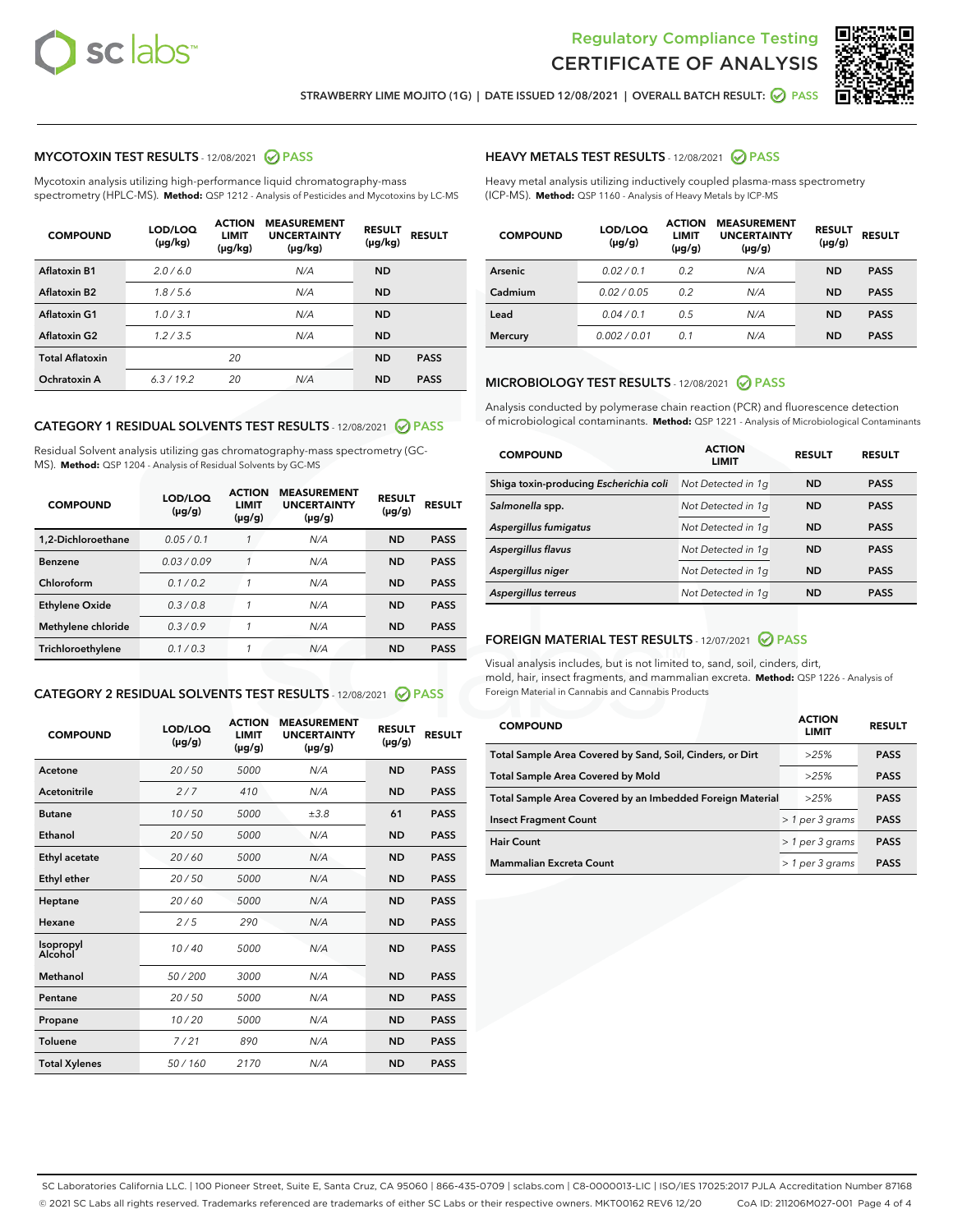Regulatory Compliance Testing
CERTIFICATE OF ANALYSIS

STRAWBERRY LIME MOJITO (1G) | DATE ISSUED 12/08/2021 | OVERALL BATCH RESULT: PASS

## MYCOTOXIN TEST RESULTS - 12/08/2021 PASS

Mycotoxin analysis utilizing high-performance liquid chromatography-mass spectrometry (HPLC-MS). **Method:** QSP 1212 - Analysis of Pesticides and Mycotoxins by LC-MS

| COMPOUND | LOD/LOQ (μg/kg) | ACTION LIMIT (μg/kg) | MEASUREMENT UNCERTAINTY (μg/kg) | RESULT (μg/kg) | RESULT |
|---|---|---|---|---|---|
| Aflatoxin B1 | 2.0 / 6.0 | | N/A | ND | |
| Aflatoxin B2 | 1.8 / 5.6 | | N/A | ND | |
| Aflatoxin G1 | 1.0 / 3.1 | | N/A | ND | |
| Aflatoxin G2 | 1.2 / 3.5 | | N/A | ND | |
| Total Aflatoxin | | 20 | | ND | PASS |
| Ochratoxin A | 6.3 / 19.2 | 20 | N/A | ND | PASS |

## CATEGORY 1 RESIDUAL SOLVENTS TEST RESULTS - 12/08/2021 PASS

Residual Solvent analysis utilizing gas chromatography-mass spectrometry (GC-MS). **Method:** QSP 1204 - Analysis of Residual Solvents by GC-MS

| COMPOUND | LOD/LOQ (μg/g) | ACTION LIMIT (μg/g) | MEASUREMENT UNCERTAINTY (μg/g) | RESULT (μg/g) | RESULT |
|---|---|---|---|---|---|
| 1,2-Dichloroethane | 0.05 / 0.1 | 1 | N/A | ND | PASS |
| Benzene | 0.03 / 0.09 | 1 | N/A | ND | PASS |
| Chloroform | 0.1 / 0.2 | 1 | N/A | ND | PASS |
| Ethylene Oxide | 0.3 / 0.8 | 1 | N/A | ND | PASS |
| Methylene chloride | 0.3 / 0.9 | 1 | N/A | ND | PASS |
| Trichloroethylene | 0.1 / 0.3 | 1 | N/A | ND | PASS |

## CATEGORY 2 RESIDUAL SOLVENTS TEST RESULTS - 12/08/2021 PASS

| COMPOUND | LOD/LOQ (μg/g) | ACTION LIMIT (μg/g) | MEASUREMENT UNCERTAINTY (μg/g) | RESULT (μg/g) | RESULT |
|---|---|---|---|---|---|
| Acetone | 20 / 50 | 5000 | N/A | ND | PASS |
| Acetonitrile | 2 / 7 | 410 | N/A | ND | PASS |
| Butane | 10 / 50 | 5000 | ±3.8 | 61 | PASS |
| Ethanol | 20 / 50 | 5000 | N/A | ND | PASS |
| Ethyl acetate | 20 / 60 | 5000 | N/A | ND | PASS |
| Ethyl ether | 20 / 50 | 5000 | N/A | ND | PASS |
| Heptane | 20 / 60 | 5000 | N/A | ND | PASS |
| Hexane | 2 / 5 | 290 | N/A | ND | PASS |
| Isopropyl Alcohol | 10 / 40 | 5000 | N/A | ND | PASS |
| Methanol | 50 / 200 | 3000 | N/A | ND | PASS |
| Pentane | 20 / 50 | 5000 | N/A | ND | PASS |
| Propane | 10 / 20 | 5000 | N/A | ND | PASS |
| Toluene | 7 / 21 | 890 | N/A | ND | PASS |
| Total Xylenes | 50 / 160 | 2170 | N/A | ND | PASS |

## HEAVY METALS TEST RESULTS - 12/08/2021 PASS

Heavy metal analysis utilizing inductively coupled plasma-mass spectrometry (ICP-MS). **Method:** QSP 1160 - Analysis of Heavy Metals by ICP-MS

| COMPOUND | LOD/LOQ (μg/g) | ACTION LIMIT (μg/g) | MEASUREMENT UNCERTAINTY (μg/g) | RESULT (μg/g) | RESULT |
|---|---|---|---|---|---|
| Arsenic | 0.02 / 0.1 | 0.2 | N/A | ND | PASS |
| Cadmium | 0.02 / 0.05 | 0.2 | N/A | ND | PASS |
| Lead | 0.04 / 0.1 | 0.5 | N/A | ND | PASS |
| Mercury | 0.002 / 0.01 | 0.1 | N/A | ND | PASS |

## MICROBIOLOGY TEST RESULTS - 12/08/2021 PASS

Analysis conducted by polymerase chain reaction (PCR) and fluorescence detection of microbiological contaminants. **Method:** QSP 1221 - Analysis of Microbiological Contaminants

| COMPOUND | ACTION LIMIT | RESULT | RESULT |
|---|---|---|---|
| Shiga toxin-producing *Escherichia coli* | Not Detected in 1g | ND | PASS |
| *Salmonella* spp. | Not Detected in 1g | ND | PASS |
| *Aspergillus fumigatus* | Not Detected in 1g | ND | PASS |
| *Aspergillus flavus* | Not Detected in 1g | ND | PASS |
| *Aspergillus niger* | Not Detected in 1g | ND | PASS |
| *Aspergillus terreus* | Not Detected in 1g | ND | PASS |

## FOREIGN MATERIAL TEST RESULTS - 12/07/2021 PASS

Visual analysis includes, but is not limited to, sand, soil, cinders, dirt, mold, hair, insect fragments, and mammalian excreta. **Method:** QSP 1226 - Analysis of Foreign Material in Cannabis and Cannabis Products

| COMPOUND | ACTION LIMIT | RESULT |
|---|---|---|
| Total Sample Area Covered by Sand, Soil, Cinders, or Dirt | >25% | PASS |
| Total Sample Area Covered by Mold | >25% | PASS |
| Total Sample Area Covered by an Imbedded Foreign Material | >25% | PASS |
| Insect Fragment Count | > 1 per 3 grams | PASS |
| Hair Count | > 1 per 3 grams | PASS |
| Mammalian Excreta Count | > 1 per 3 grams | PASS |

SC Laboratories California LLC. | 100 Pioneer Street, Suite E, Santa Cruz, CA 95060 | 866-435-0709 | sclabs.com | C8-0000013-LIC | ISO/IES 17025:2017 PJLA Accreditation Number 87168
© 2021 SC Labs all rights reserved. Trademarks referenced are trademarks of either SC Labs or their respective owners. MKT00162 REV6 12/20 CoA ID: 211206M027-001